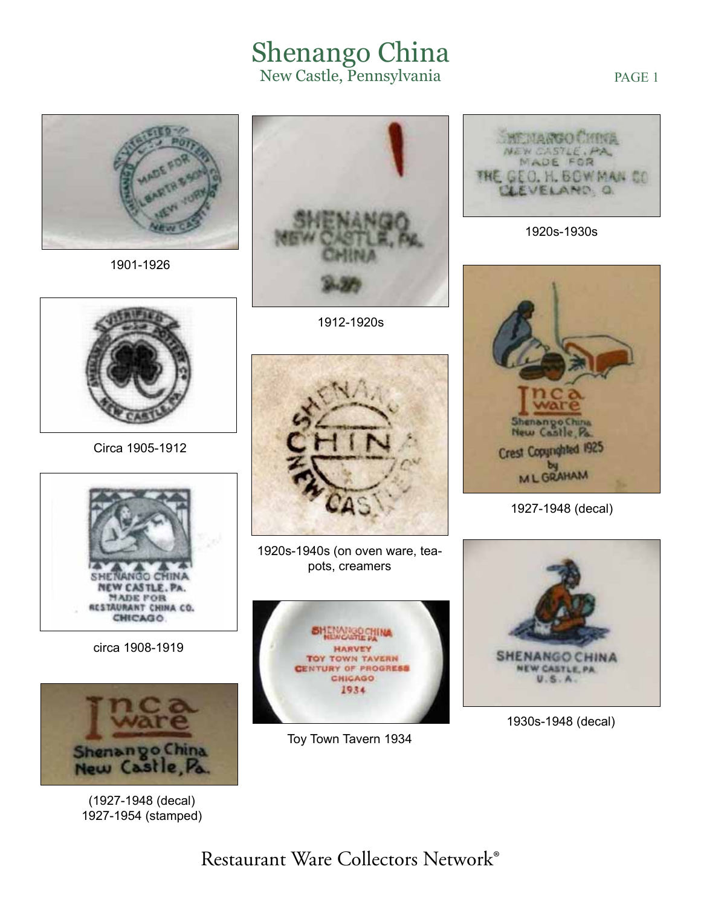# Shenango China

## New Castle, Pennsylvania

1901-1926

1912-1920s

1920s-1930s

Circa 1905-1912

1920s-1940s (on oven ware, tea-pots, creamers

1927-1948 (decal)

circa 1908-1919

Toy Town Tavern 1934

1930s-1948 (decal)

(1927-1948 (decal)
1927-1954 (stamped)

Restaurant Ware Collectors Network®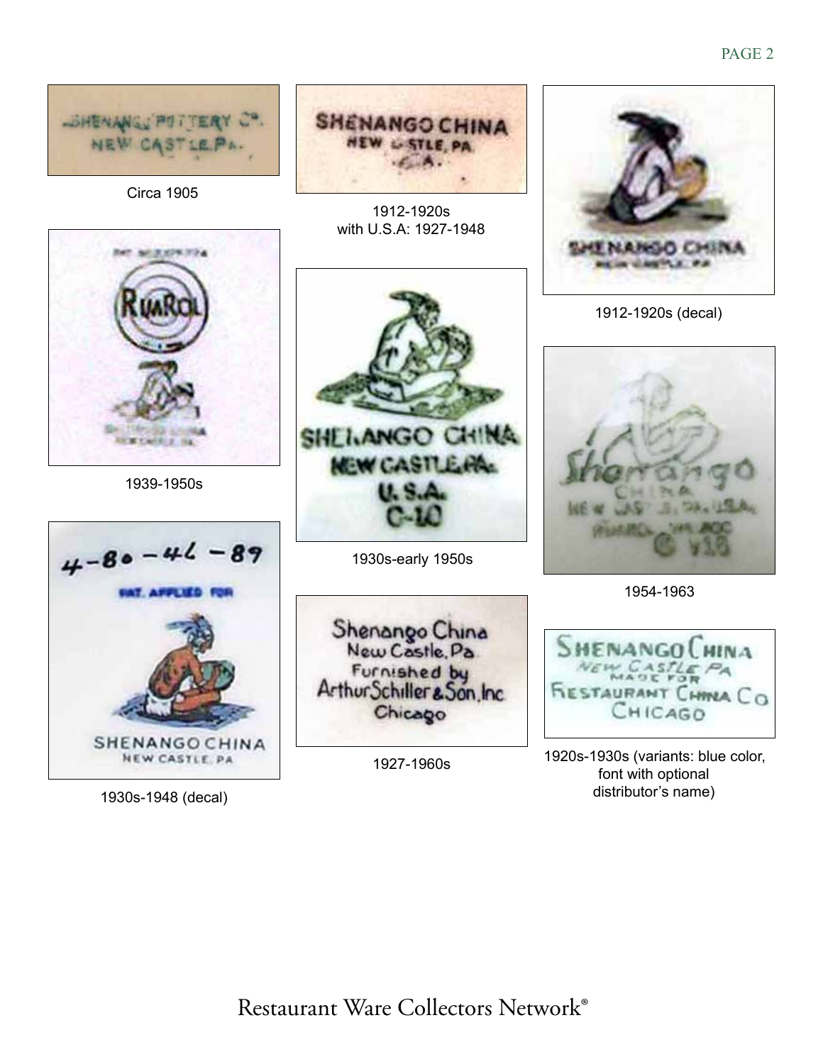Circa 1905

1912-1920s
with U.S.A: 1927-1948

1912-1920s (decal)

1939-1950s

1930s-early 1950s

1954-1963

1930s-1948 (decal)

1927-1960s

1920s-1930s (variants: blue color, font with optional distributor's name)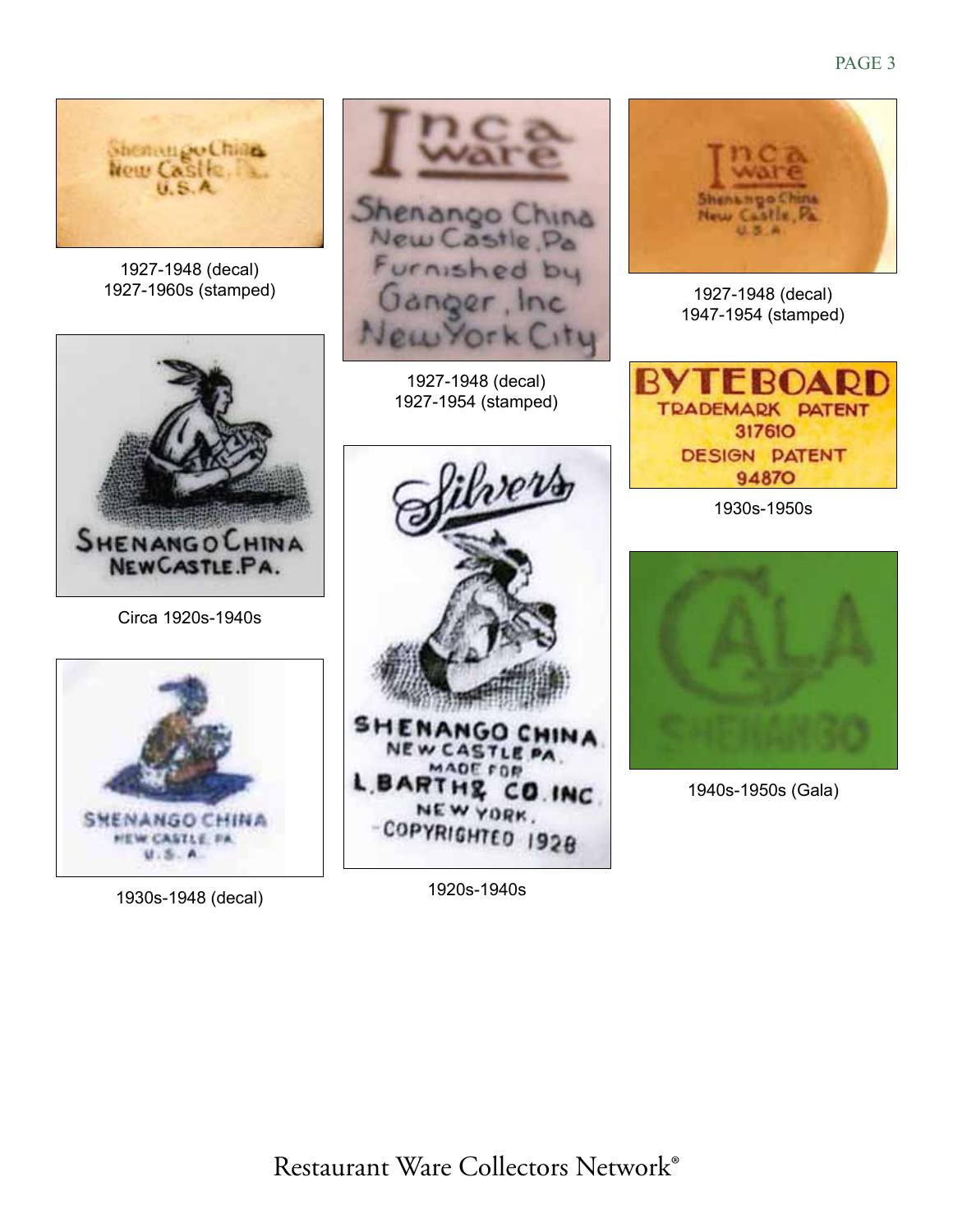Shenango China
New Castle, Pa.
U.S.A.

1927-1948 (decal)
1927-1960s (stamped)

Inca ware
Shenango China
New Castle, Pa
Furnished by
Ganger, Inc
New York City

1927-1948 (decal)
1927-1954 (stamped)

Inca ware
Shenango China
New Castle, Pa
U.S.A.

1927-1948 (decal)
1947-1954 (stamped)

SHENANGO CHINA
NEW CASTLE. PA.

Circa 1920s-1940s

Silvers
SHENANGO CHINA
NEW CASTLE PA.
MADE FOR
L. BARTH & CO. INC
NEW YORK.
COPYRIGHTED 1928

1920s-1940s

BYTEBOARD
TRADEMARK PATENT
317610
DESIGN PATENT
94870

1930s-1950s

SHENANGO CHINA
NEW CASTLE. PA.
U.S.A.

1930s-1948 (decal)

GALA
SHENANGO

1940s-1950s (Gala)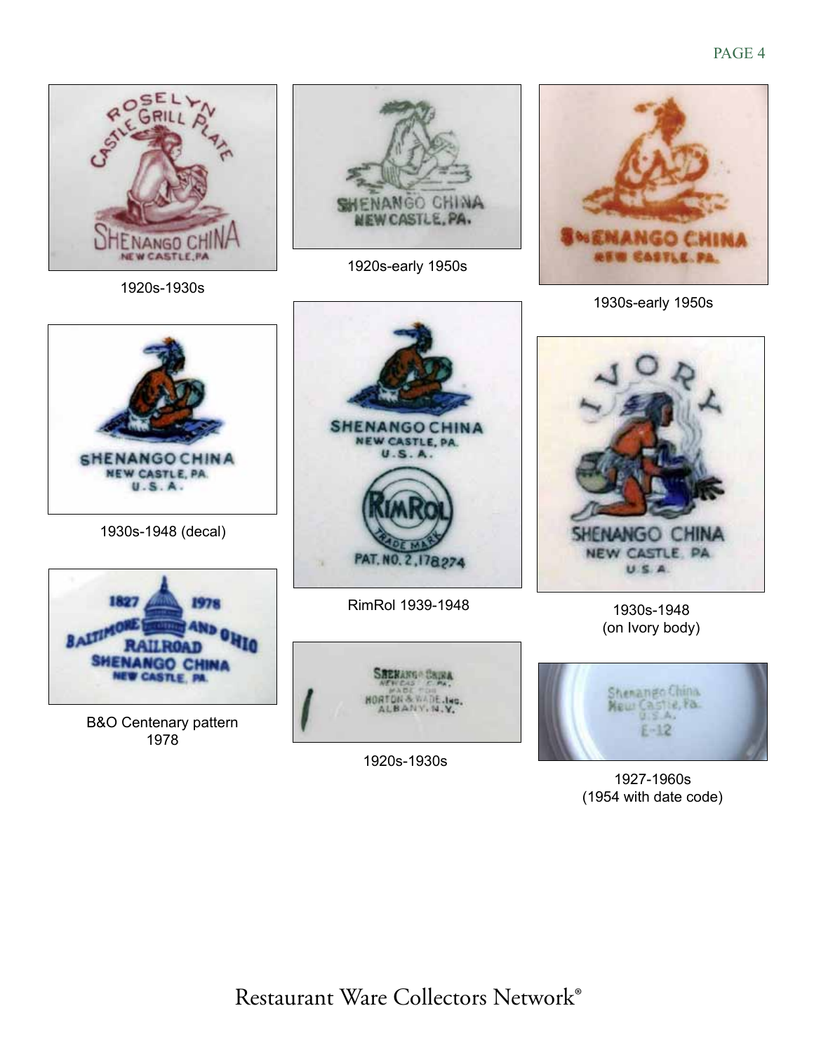1920s-1930s

1920s-early 1950s

1930s-early 1950s

1930s-1948 (decal)

RimRol 1939-1948

1930s-1948
(on Ivory body)

B&O Centenary pattern
1978

1920s-1930s

1927-1960s
(1954 with date code)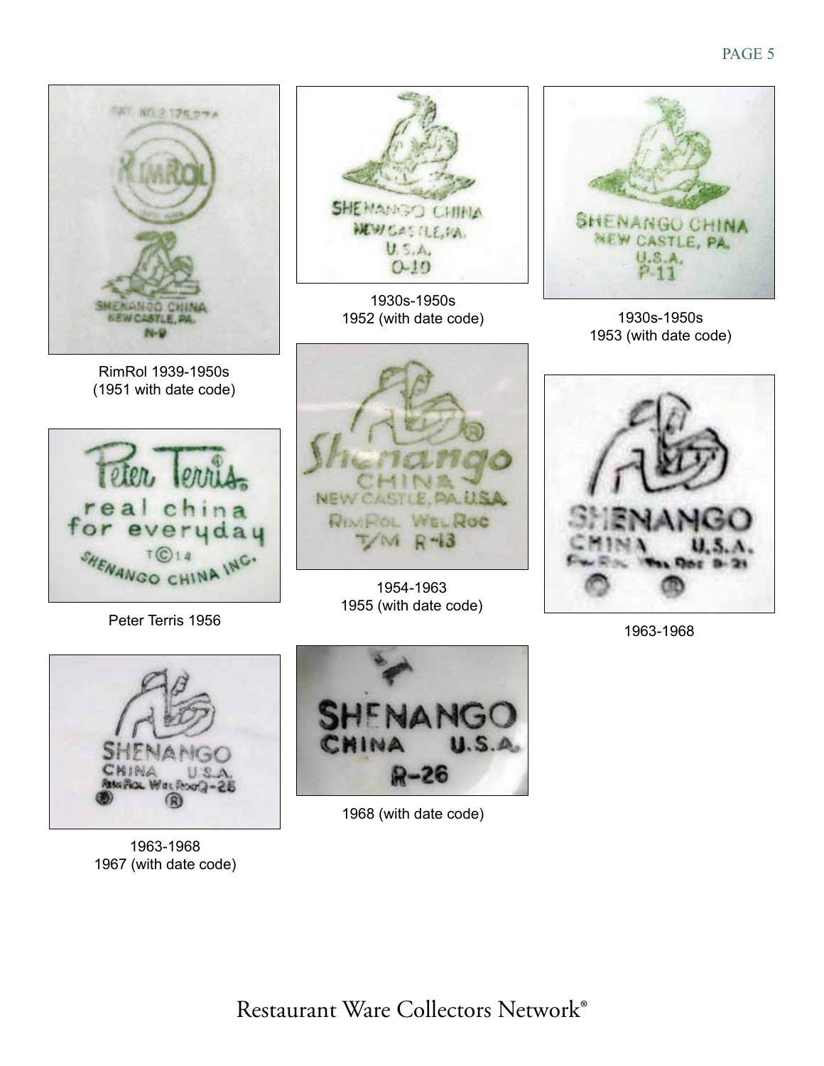RimRol 1939-1950s
(1951 with date code)

1930s-1950s
1952 (with date code)

1930s-1950s
1953 (with date code)

Peter Terris 1956

1954-1963
1955 (with date code)

1963-1968

1963-1968
1967 (with date code)

1968 (with date code)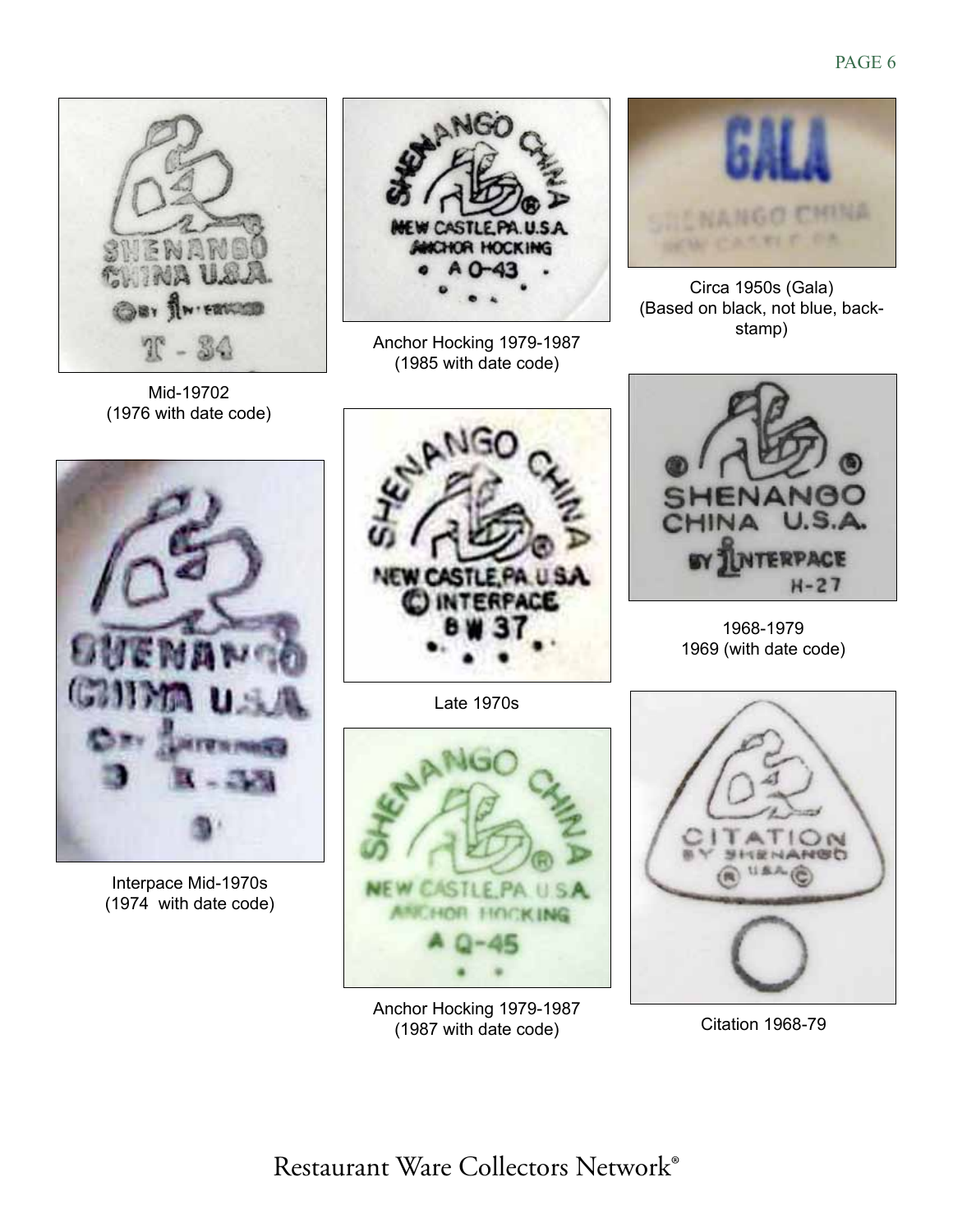Mid-19702
(1976 with date code)

Anchor Hocking 1979-1987
(1985 with date code)

Circa 1950s (Gala)
(Based on black, not blue, back-stamp)

Interpace Mid-1970s
(1974 with date code)

Late 1970s

1968-1979
1969 (with date code)

Anchor Hocking 1979-1987
(1987 with date code)

Citation 1968-79